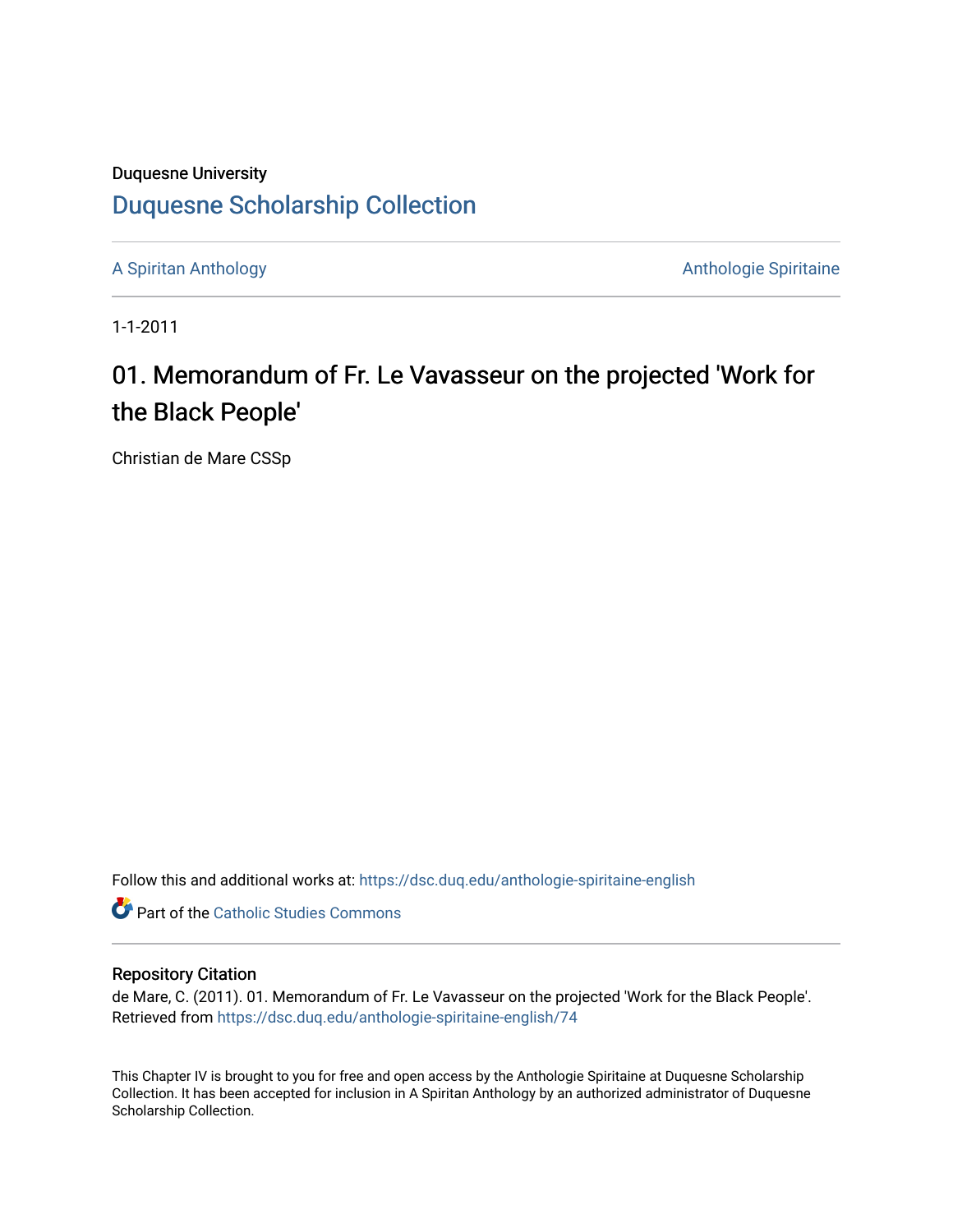Duquesne University

## Duquesne Scholarship Collection

A Spiritan Anthology

Anthologie Spiritaine

1-1-2011

# 01. Memorandum of Fr. Le Vavasseur on the projected 'Work for the Black People'

Christian de Mare CSSp

Follow this and additional works at: https://dsc.duq.edu/anthologie-spiritaine-english

Part of the Catholic Studies Commons

### Repository Citation

de Mare, C. (2011). 01. Memorandum of Fr. Le Vavasseur on the projected 'Work for the Black People'. Retrieved from https://dsc.duq.edu/anthologie-spiritaine-english/74

This Chapter IV is brought to you for free and open access by the Anthologie Spiritaine at Duquesne Scholarship Collection. It has been accepted for inclusion in A Spiritan Anthology by an authorized administrator of Duquesne Scholarship Collection.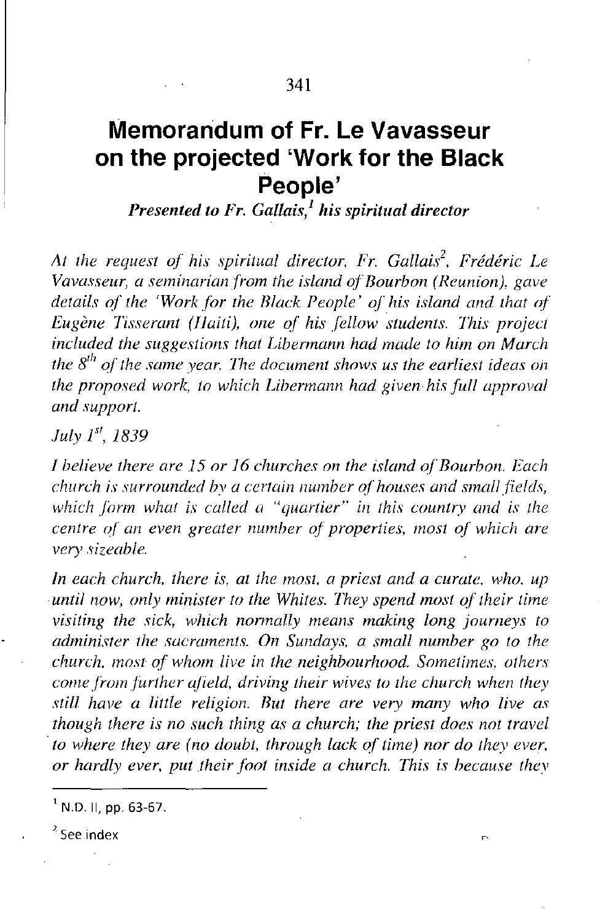# Memorandum of Fr. Le Vavasseur on the projected 'Work for the Black People'

***Presented to Fr. Gallais,[1] his spiritual director***

*At the request of his spiritual director, Fr. Gallais[2], Frédéric Le Vavasseur, a seminarian from the island of Bourbon (Reunion), gave details of the 'Work for the Black People' of his island and that of Eugène Tisserant (Haiti), one of his fellow students. This project included the suggestions that Libermann had made to him on March the 8th of the same year. The document shows us the earliest ideas on the proposed work, to which Libermann had given his full approval and support.*

*July 1st, 1839*

*I believe there are 15 or 16 churches on the island of Bourbon. Each church is surrounded by a certain number of houses and small fields, which form what is called a "quartier" in this country and is the centre of an even greater number of properties, most of which are very sizeable.*

*In each church, there is, at the most, a priest and a curate, who, up until now, only minister to the Whites. They spend most of their time visiting the sick, which normally means making long journeys to administer the sacraments. On Sundays, a small number go to the church, most of whom live in the neighbourhood. Sometimes, others come from further afield, driving their wives to the church when they still have a little religion. But there are very many who live as though there is no such thing as a church; the priest does not travel to where they are (no doubt, through lack of time) nor do they ever, or hardly ever, put their foot inside a church. This is because they*

---

[1] N.D. II, pp. 63-67.

[2] See index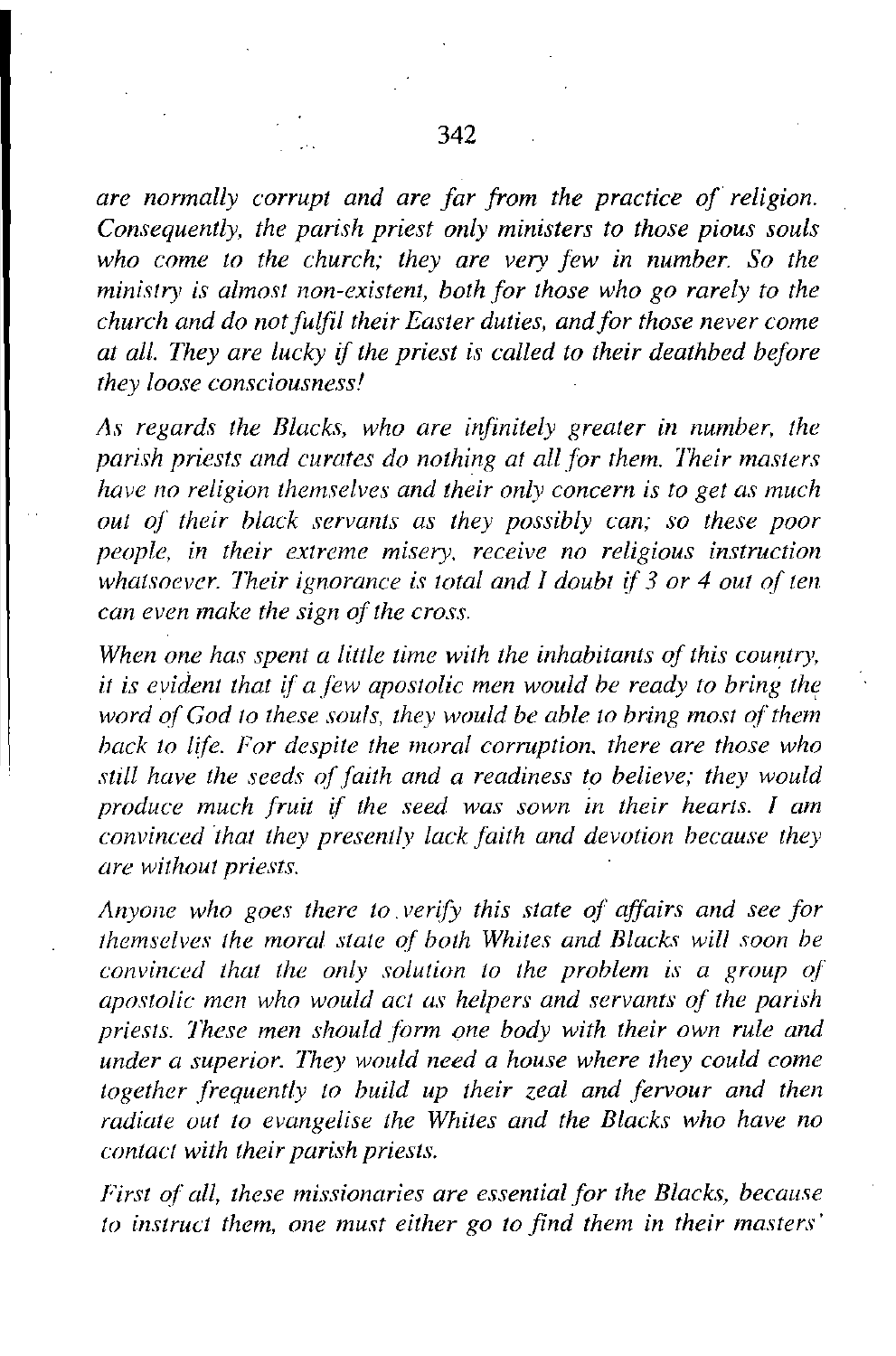*are normally corrupt and are far from the practice of religion. Consequently, the parish priest only ministers to those pious souls who come to the church; they are very few in number. So the ministry is almost non-existent, both for those who go rarely to the church and do not fulfil their Easter duties, and for those never come at all. They are lucky if the priest is called to their deathbed before they loose consciousness!*

*As regards the Blacks, who are infinitely greater in number, the parish priests and curates do nothing at all for them. Their masters have no religion themselves and their only concern is to get as much out of their black servants as they possibly can; so these poor people, in their extreme misery, receive no religious instruction whatsoever. Their ignorance is total and I doubt if 3 or 4 out of ten can even make the sign of the cross.*

*When one has spent a little time with the inhabitants of this country, it is evident that if a few apostolic men would be ready to bring the word of God to these souls, they would be able to bring most of them back to life. For despite the moral corruption, there are those who still have the seeds of faith and a readiness to believe; they would produce much fruit if the seed was sown in their hearts. I am convinced that they presently lack faith and devotion because they are without priests.*

*Anyone who goes there to verify this state of affairs and see for themselves the moral state of both Whites and Blacks will soon be convinced that the only solution to the problem is a group of apostolic men who would act as helpers and servants of the parish priests. These men should form one body with their own rule and under a superior. They would need a house where they could come together frequently to build up their zeal and fervour and then radiate out to evangelise the Whites and the Blacks who have no contact with their parish priests.*

*First of all, these missionaries are essential for the Blacks, because to instruct them, one must either go to find them in their masters'*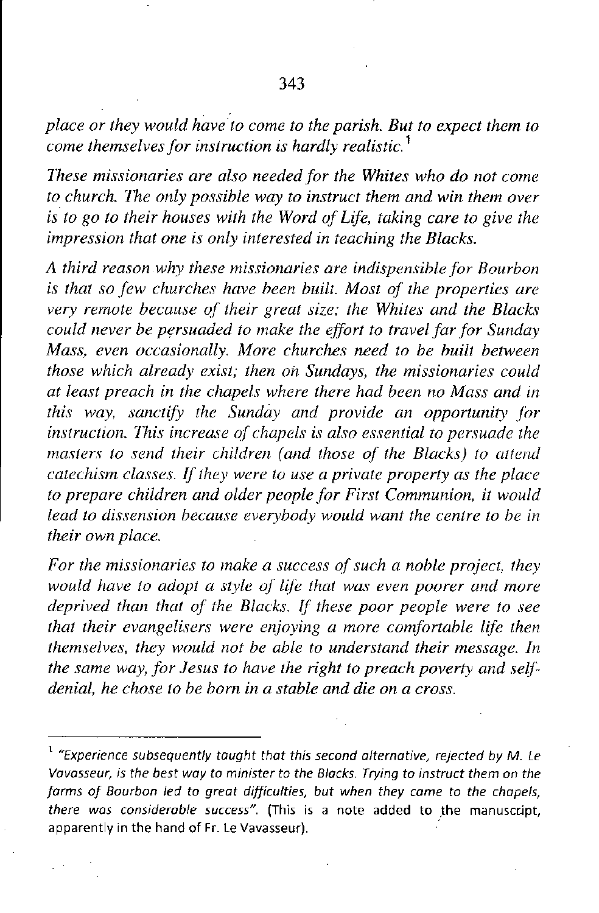*place or they would have to come to the parish. But to expect them to come themselves for instruction is hardly realistic.*[1]

*These missionaries are also needed for the Whites who do not come to church. The only possible way to instruct them and win them over is to go to their houses with the Word of Life, taking care to give the impression that one is only interested in teaching the Blacks.*

*A third reason why these missionaries are indispensible for Bourbon is that so few churches have been built. Most of the properties are very remote because of their great size; the Whites and the Blacks could never be persuaded to make the effort to travel far for Sunday Mass, even occasionally. More churches need to be built between those which already exist; then on Sundays, the missionaries could at least preach in the chapels where there had been no Mass and in this way, sanctify the Sunday and provide an opportunity for instruction. This increase of chapels is also essential to persuade the masters to send their children (and those of the Blacks) to attend catechism classes. If they were to use a private property as the place to prepare children and older people for First Communion, it would lead to dissension because everybody would want the centre to be in their own place.*

*For the missionaries to make a success of such a noble project, they would have to adopt a style of life that was even poorer and more deprived than that of the Blacks. If these poor people were to see that their evangelisers were enjoying a more comfortable life then themselves, they would not be able to understand their message. In the same way, for Jesus to have the right to preach poverty and self-denial, he chose to be born in a stable and die on a cross.*

---

[1] *"Experience subsequently taught that this second alternative, rejected by M. Le Vavasseur, is the best way to minister to the Blacks. Trying to instruct them on the farms of Bourbon led to great difficulties, but when they came to the chapels, there was considerable success".* (This is a note added to the manuscript, apparently in the hand of Fr. Le Vavasseur).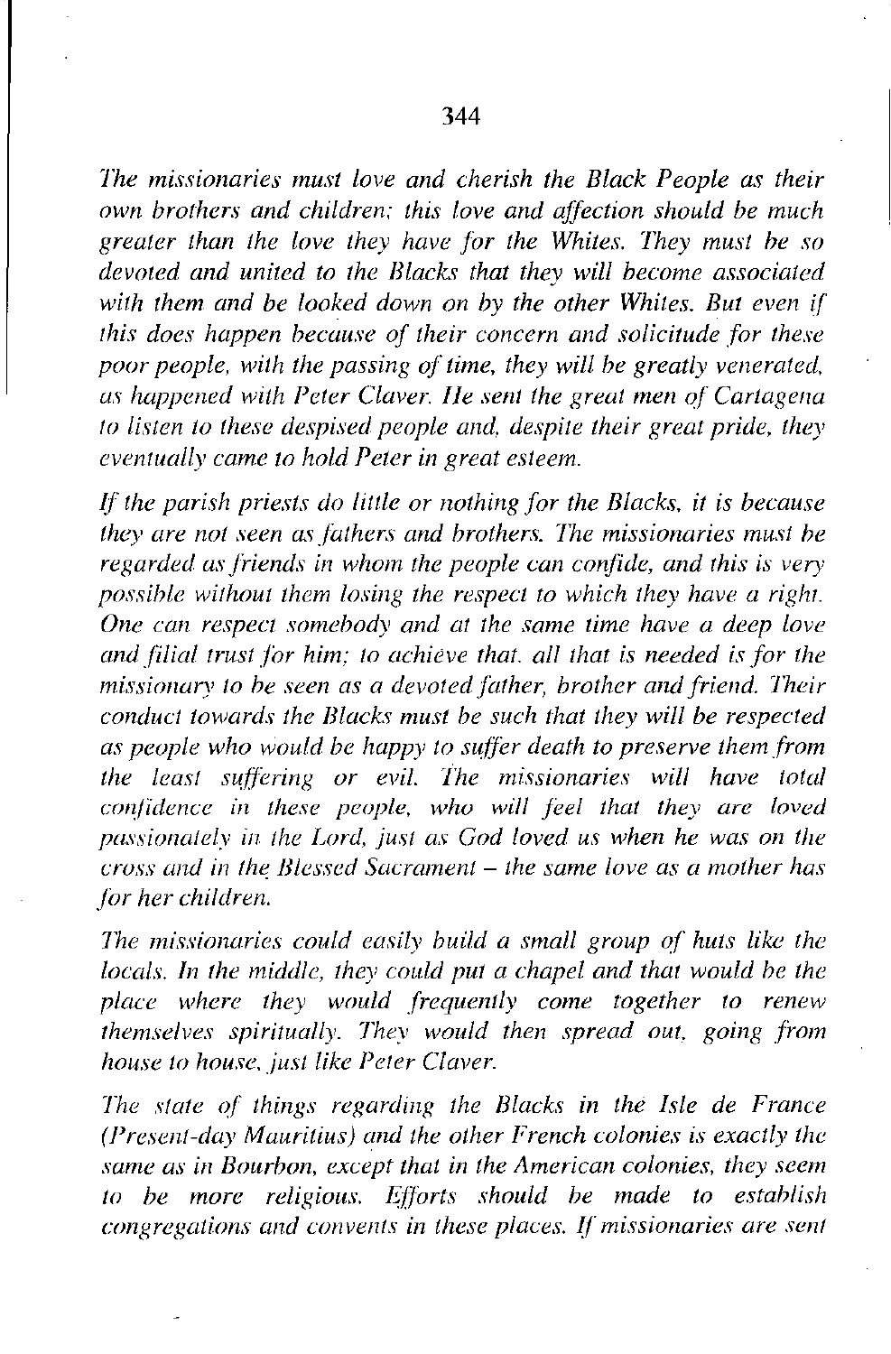*The missionaries must love and cherish the Black People as their own brothers and children; this love and affection should be much greater than the love they have for the Whites. They must be so devoted and united to the Blacks that they will become associated with them and be looked down on by the other Whites. But even if this does happen because of their concern and solicitude for these poor people, with the passing of time, they will be greatly venerated, as happened with Peter Claver. He sent the great men of Cartagena to listen to these despised people and, despite their great pride, they eventually came to hold Peter in great esteem.*

*If the parish priests do little or nothing for the Blacks, it is because they are not seen as fathers and brothers. The missionaries must be regarded as friends in whom the people can confide, and this is very possible without them losing the respect to which they have a right. One can respect somebody and at the same time have a deep love and filial trust for him; to achieve that, all that is needed is for the missionary to be seen as a devoted father, brother and friend. Their conduct towards the Blacks must be such that they will be respected as people who would be happy to suffer death to preserve them from the least suffering or evil. The missionaries will have total confidence in these people, who will feel that they are loved passionately in the Lord, just as God loved us when he was on the cross and in the Blessed Sacrament – the same love as a mother has for her children.*

*The missionaries could easily build a small group of huts like the locals. In the middle, they could put a chapel and that would be the place where they would frequently come together to renew themselves spiritually. They would then spread out, going from house to house, just like Peter Claver.*

*The state of things regarding the Blacks in the Isle de France (Present-day Mauritius) and the other French colonies is exactly the same as in Bourbon, except that in the American colonies, they seem to be more religious. Efforts should be made to establish congregations and convents in these places. If missionaries are sent*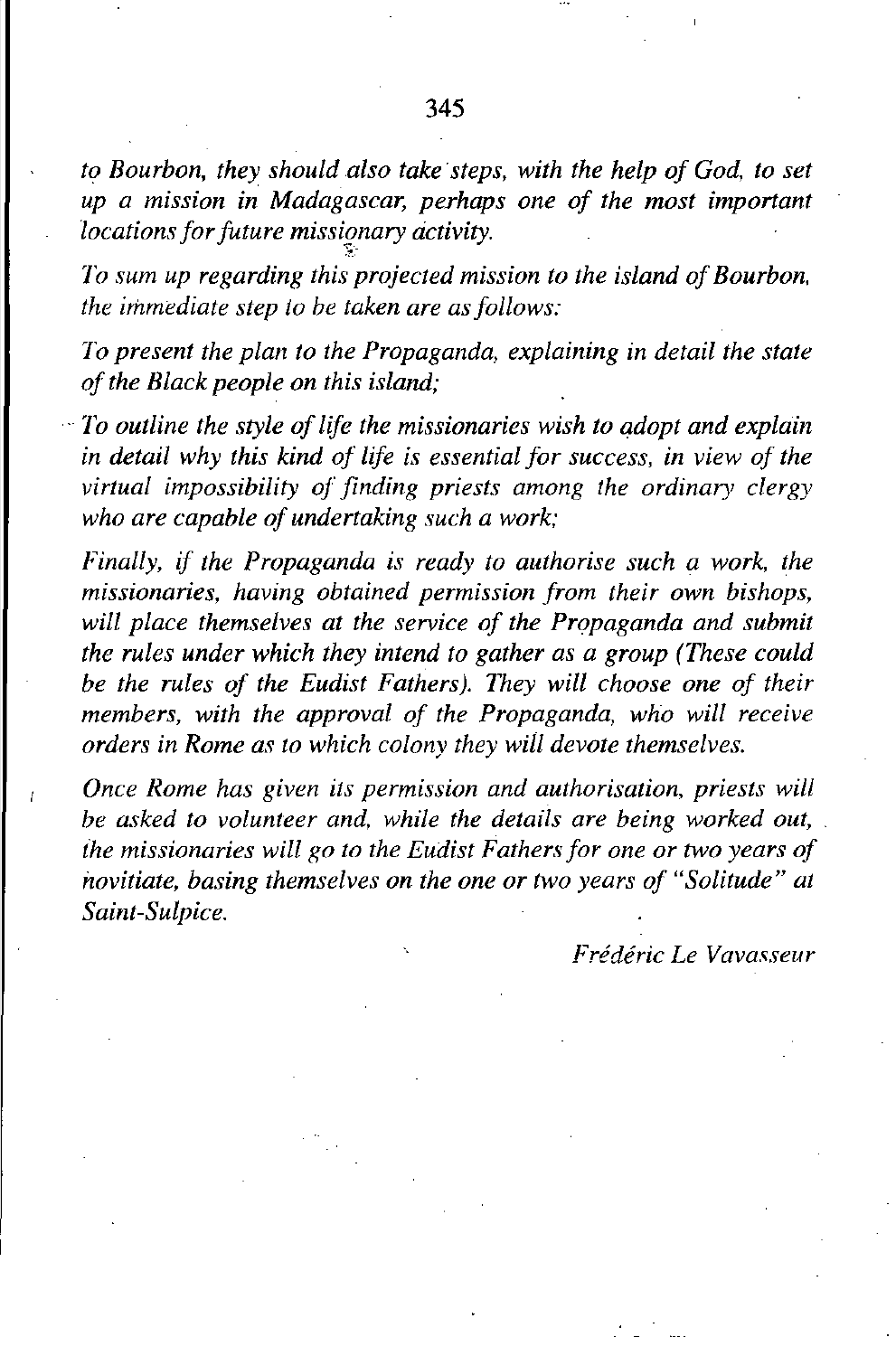*to Bourbon, they should also take steps, with the help of God, to set up a mission in Madagascar, perhaps one of the most important locations for future missionary activity.*

*To sum up regarding this projected mission to the island of Bourbon, the immediate step to be taken are as follows:*

*To present the plan to the Propaganda, explaining in detail the state of the Black people on this island;*

*To outline the style of life the missionaries wish to adopt and explain in detail why this kind of life is essential for success, in view of the virtual impossibility of finding priests among the ordinary clergy who are capable of undertaking such a work;*

*Finally, if the Propaganda is ready to authorise such a work, the missionaries, having obtained permission from their own bishops, will place themselves at the service of the Propaganda and submit the rules under which they intend to gather as a group (These could be the rules of the Eudist Fathers). They will choose one of their members, with the approval of the Propaganda, who will receive orders in Rome as to which colony they will devote themselves.*

*Once Rome has given its permission and authorisation, priests will be asked to volunteer and, while the details are being worked out, the missionaries will go to the Eudist Fathers for one or two years of novitiate, basing themselves on the one or two years of "Solitude" at Saint-Sulpice.*

*Frédéric Le Vavasseur*